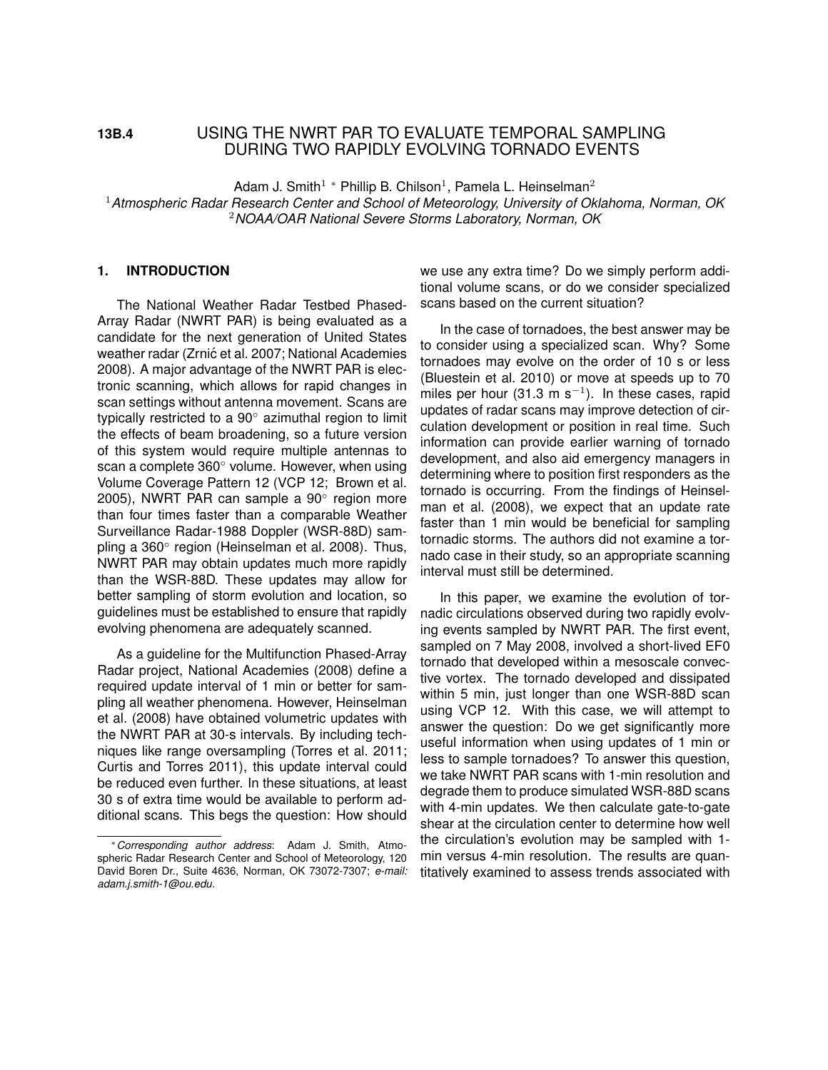**13B.4**

# USING THE NWRT PAR TO EVALUATE TEMPORAL SAMPLING DURING TWO RAPIDLY EVOLVING TORNADO EVENTS

Adam J. Smith[1] * Phillip B. Chilson[1], Pamela L. Heinselman[2]

[1]*Atmospheric Radar Research Center and School of Meteorology, University of Oklahoma, Norman, OK*
[2]*NOAA/OAR National Severe Storms Laboratory, Norman, OK*

## 1. INTRODUCTION

The National Weather Radar Testbed Phased-Array Radar (NWRT PAR) is being evaluated as a candidate for the next generation of United States weather radar (Zrnić et al. 2007; National Academies 2008). A major advantage of the NWRT PAR is electronic scanning, which allows for rapid changes in scan settings without antenna movement. Scans are typically restricted to a 90° azimuthal region to limit the effects of beam broadening, so a future version of this system would require multiple antennas to scan a complete 360° volume. However, when using Volume Coverage Pattern 12 (VCP 12; Brown et al. 2005), NWRT PAR can sample a 90° region more than four times faster than a comparable Weather Surveillance Radar-1988 Doppler (WSR-88D) sampling a 360° region (Heinselman et al. 2008). Thus, NWRT PAR may obtain updates much more rapidly than the WSR-88D. These updates may allow for better sampling of storm evolution and location, so guidelines must be established to ensure that rapidly evolving phenomena are adequately scanned.

As a guideline for the Multifunction Phased-Array Radar project, National Academies (2008) define a required update interval of 1 min or better for sampling all weather phenomena. However, Heinselman et al. (2008) have obtained volumetric updates with the NWRT PAR at 30-s intervals. By including techniques like range oversampling (Torres et al. 2011; Curtis and Torres 2011), this update interval could be reduced even further. In these situations, at least 30 s of extra time would be available to perform additional scans. This begs the question: How should we use any extra time? Do we simply perform additional volume scans, or do we consider specialized scans based on the current situation?

In the case of tornadoes, the best answer may be to consider using a specialized scan. Why? Some tornadoes may evolve on the order of 10 s or less (Bluestein et al. 2010) or move at speeds up to 70 miles per hour (31.3 m s$^{-1}$). In these cases, rapid updates of radar scans may improve detection of circulation development or position in real time. Such information can provide earlier warning of tornado development, and also aid emergency managers in determining where to position first responders as the tornado is occurring. From the findings of Heinselman et al. (2008), we expect that an update rate faster than 1 min would be beneficial for sampling tornadic storms. The authors did not examine a tornado case in their study, so an appropriate scanning interval must still be determined.

In this paper, we examine the evolution of tornadic circulations observed during two rapidly evolving events sampled by NWRT PAR. The first event, sampled on 7 May 2008, involved a short-lived EF0 tornado that developed within a mesoscale convective vortex. The tornado developed and dissipated within 5 min, just longer than one WSR-88D scan using VCP 12. With this case, we will attempt to answer the question: Do we get significantly more useful information when using updates of 1 min or less to sample tornadoes? To answer this question, we take NWRT PAR scans with 1-min resolution and degrade them to produce simulated WSR-88D scans with 4-min updates. We then calculate gate-to-gate shear at the circulation center to determine how well the circulation's evolution may be sampled with 1-min versus 4-min resolution. The results are quantitatively examined to assess trends associated with

*\* Corresponding author address*: Adam J. Smith, Atmospheric Radar Research Center and School of Meteorology, 120 David Boren Dr., Suite 4636, Norman, OK 73072-7307; *e-mail: adam.j.smith-1@ou.edu.*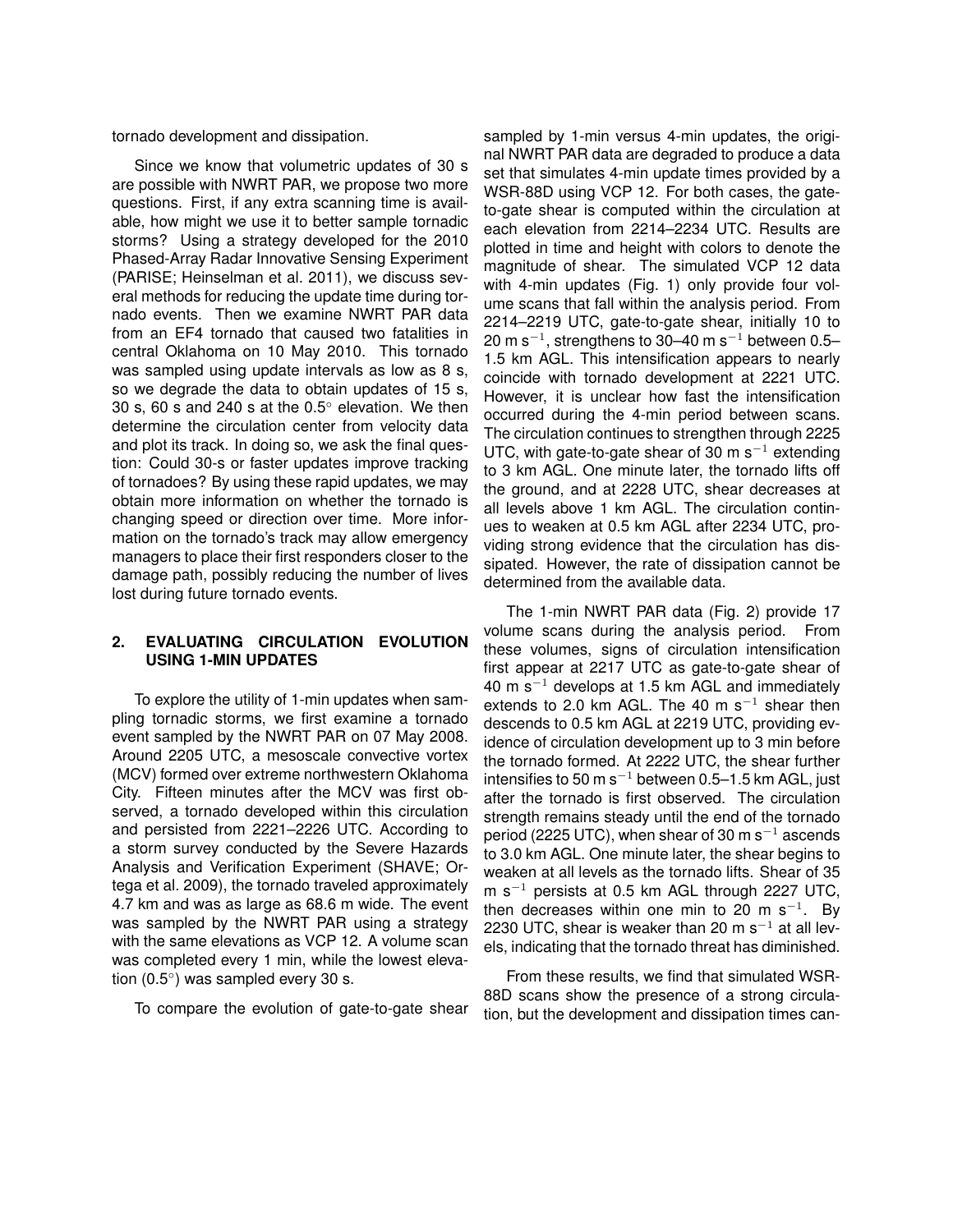tornado development and dissipation.

Since we know that volumetric updates of 30 s are possible with NWRT PAR, we propose two more questions. First, if any extra scanning time is available, how might we use it to better sample tornadic storms? Using a strategy developed for the 2010 Phased-Array Radar Innovative Sensing Experiment (PARISE; Heinselman et al. 2011), we discuss several methods for reducing the update time during tornado events. Then we examine NWRT PAR data from an EF4 tornado that caused two fatalities in central Oklahoma on 10 May 2010. This tornado was sampled using update intervals as low as 8 s, so we degrade the data to obtain updates of 15 s, 30 s, 60 s and 240 s at the 0.5$^{\circ}$ elevation. We then determine the circulation center from velocity data and plot its track. In doing so, we ask the final question: Could 30-s or faster updates improve tracking of tornadoes? By using these rapid updates, we may obtain more information on whether the tornado is changing speed or direction over time. More information on the tornado's track may allow emergency managers to place their first responders closer to the damage path, possibly reducing the number of lives lost during future tornado events.

## 2. EVALUATING CIRCULATION EVOLUTION USING 1-MIN UPDATES

To explore the utility of 1-min updates when sampling tornadic storms, we first examine a tornado event sampled by the NWRT PAR on 07 May 2008. Around 2205 UTC, a mesoscale convective vortex (MCV) formed over extreme northwestern Oklahoma City. Fifteen minutes after the MCV was first observed, a tornado developed within this circulation and persisted from 2221–2226 UTC. According to a storm survey conducted by the Severe Hazards Analysis and Verification Experiment (SHAVE; Ortega et al. 2009), the tornado traveled approximately 4.7 km and was as large as 68.6 m wide. The event was sampled by the NWRT PAR using a strategy with the same elevations as VCP 12. A volume scan was completed every 1 min, while the lowest elevation (0.5$^{\circ}$) was sampled every 30 s.

To compare the evolution of gate-to-gate shear sampled by 1-min versus 4-min updates, the original NWRT PAR data are degraded to produce a data set that simulates 4-min update times provided by a WSR-88D using VCP 12. For both cases, the gate-to-gate shear is computed within the circulation at each elevation from 2214–2234 UTC. Results are plotted in time and height with colors to denote the magnitude of shear. The simulated VCP 12 data with 4-min updates (Fig. 1) only provide four volume scans that fall within the analysis period. From 2214–2219 UTC, gate-to-gate shear, initially 10 to 20 m s$^{-1}$, strengthens to 30–40 m s$^{-1}$ between 0.5–1.5 km AGL. This intensification appears to nearly coincide with tornado development at 2221 UTC. However, it is unclear how fast the intensification occurred during the 4-min period between scans. The circulation continues to strengthen through 2225 UTC, with gate-to-gate shear of 30 m s$^{-1}$ extending to 3 km AGL. One minute later, the tornado lifts off the ground, and at 2228 UTC, shear decreases at all levels above 1 km AGL. The circulation continues to weaken at 0.5 km AGL after 2234 UTC, providing strong evidence that the circulation has dissipated. However, the rate of dissipation cannot be determined from the available data.

The 1-min NWRT PAR data (Fig. 2) provide 17 volume scans during the analysis period. From these volumes, signs of circulation intensification first appear at 2217 UTC as gate-to-gate shear of 40 m s$^{-1}$ develops at 1.5 km AGL and immediately extends to 2.0 km AGL. The 40 m s$^{-1}$ shear then descends to 0.5 km AGL at 2219 UTC, providing evidence of circulation development up to 3 min before the tornado formed. At 2222 UTC, the shear further intensifies to 50 m s$^{-1}$ between 0.5–1.5 km AGL, just after the tornado is first observed. The circulation strength remains steady until the end of the tornado period (2225 UTC), when shear of 30 m s$^{-1}$ ascends to 3.0 km AGL. One minute later, the shear begins to weaken at all levels as the tornado lifts. Shear of 35 m s$^{-1}$ persists at 0.5 km AGL through 2227 UTC, then decreases within one min to 20 m s$^{-1}$. By 2230 UTC, shear is weaker than 20 m s$^{-1}$ at all levels, indicating that the tornado threat has diminished.

From these results, we find that simulated WSR-88D scans show the presence of a strong circulation, but the development and dissipation times can-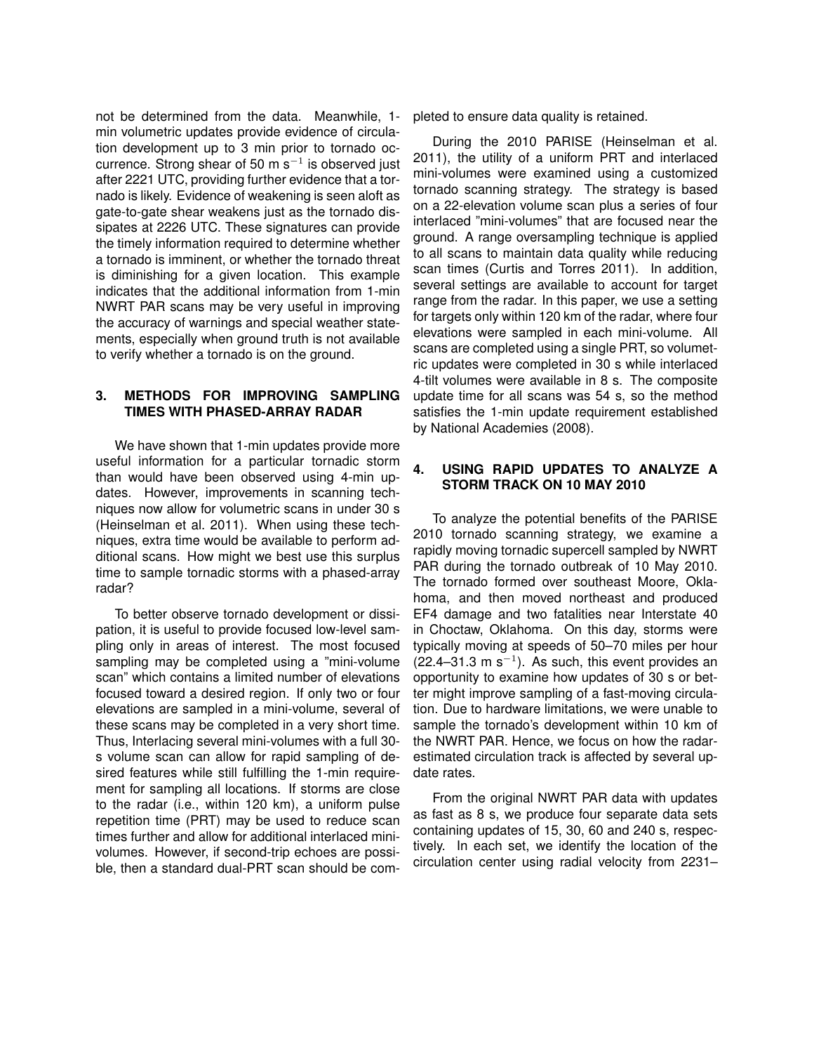not be determined from the data. Meanwhile, 1-min volumetric updates provide evidence of circulation development up to 3 min prior to tornado occurrence. Strong shear of 50 m s$^{-1}$ is observed just after 2221 UTC, providing further evidence that a tornado is likely. Evidence of weakening is seen aloft as gate-to-gate shear weakens just as the tornado dissipates at 2226 UTC. These signatures can provide the timely information required to determine whether a tornado is imminent, or whether the tornado threat is diminishing for a given location. This example indicates that the additional information from 1-min NWRT PAR scans may be very useful in improving the accuracy of warnings and special weather statements, especially when ground truth is not available to verify whether a tornado is on the ground.

## 3. METHODS FOR IMPROVING SAMPLING TIMES WITH PHASED-ARRAY RADAR

We have shown that 1-min updates provide more useful information for a particular tornadic storm than would have been observed using 4-min updates. However, improvements in scanning techniques now allow for volumetric scans in under 30 s (Heinselman et al. 2011). When using these techniques, extra time would be available to perform additional scans. How might we best use this surplus time to sample tornadic storms with a phased-array radar?

To better observe tornado development or dissipation, it is useful to provide focused low-level sampling only in areas of interest. The most focused sampling may be completed using a "mini-volume scan" which contains a limited number of elevations focused toward a desired region. If only two or four elevations are sampled in a mini-volume, several of these scans may be completed in a very short time. Thus, Interlacing several mini-volumes with a full 30-s volume scan can allow for rapid sampling of desired features while still fulfilling the 1-min requirement for sampling all locations. If storms are close to the radar (i.e., within 120 km), a uniform pulse repetition time (PRT) may be used to reduce scan times further and allow for additional interlaced mini-volumes. However, if second-trip echoes are possible, then a standard dual-PRT scan should be completed to ensure data quality is retained.

During the 2010 PARISE (Heinselman et al. 2011), the utility of a uniform PRT and interlaced mini-volumes were examined using a customized tornado scanning strategy. The strategy is based on a 22-elevation volume scan plus a series of four interlaced "mini-volumes" that are focused near the ground. A range oversampling technique is applied to all scans to maintain data quality while reducing scan times (Curtis and Torres 2011). In addition, several settings are available to account for target range from the radar. In this paper, we use a setting for targets only within 120 km of the radar, where four elevations were sampled in each mini-volume. All scans are completed using a single PRT, so volumetric updates were completed in 30 s while interlaced 4-tilt volumes were available in 8 s. The composite update time for all scans was 54 s, so the method satisfies the 1-min update requirement established by National Academies (2008).

## 4. USING RAPID UPDATES TO ANALYZE A STORM TRACK ON 10 MAY 2010

To analyze the potential benefits of the PARISE 2010 tornado scanning strategy, we examine a rapidly moving tornadic supercell sampled by NWRT PAR during the tornado outbreak of 10 May 2010. The tornado formed over southeast Moore, Oklahoma, and then moved northeast and produced EF4 damage and two fatalities near Interstate 40 in Choctaw, Oklahoma. On this day, storms were typically moving at speeds of 50–70 miles per hour (22.4–31.3 m s$^{-1}$). As such, this event provides an opportunity to examine how updates of 30 s or better might improve sampling of a fast-moving circulation. Due to hardware limitations, we were unable to sample the tornado's development within 10 km of the NWRT PAR. Hence, we focus on how the radar-estimated circulation track is affected by several update rates.

From the original NWRT PAR data with updates as fast as 8 s, we produce four separate data sets containing updates of 15, 30, 60 and 240 s, respectively. In each set, we identify the location of the circulation center using radial velocity from 2231–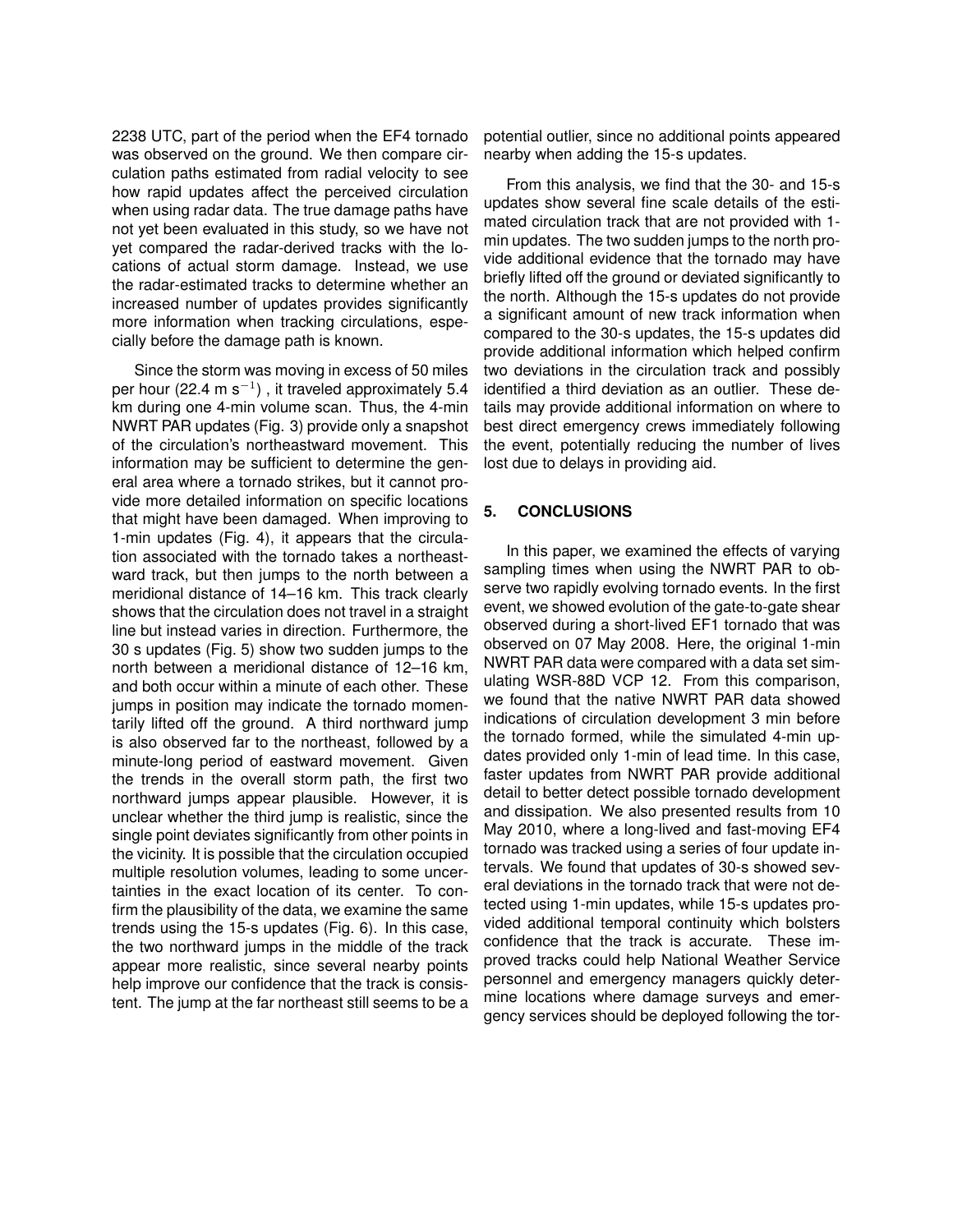2238 UTC, part of the period when the EF4 tornado was observed on the ground. We then compare circulation paths estimated from radial velocity to see how rapid updates affect the perceived circulation when using radar data. The true damage paths have not yet been evaluated in this study, so we have not yet compared the radar-derived tracks with the locations of actual storm damage. Instead, we use the radar-estimated tracks to determine whether an increased number of updates provides significantly more information when tracking circulations, especially before the damage path is known.

Since the storm was moving in excess of 50 miles per hour (22.4 m $s^{-1}$) , it traveled approximately 5.4 km during one 4-min volume scan. Thus, the 4-min NWRT PAR updates (Fig. 3) provide only a snapshot of the circulation's northeastward movement. This information may be sufficient to determine the general area where a tornado strikes, but it cannot provide more detailed information on specific locations that might have been damaged. When improving to 1-min updates (Fig. 4), it appears that the circulation associated with the tornado takes a northeastward track, but then jumps to the north between a meridional distance of 14–16 km. This track clearly shows that the circulation does not travel in a straight line but instead varies in direction. Furthermore, the 30 s updates (Fig. 5) show two sudden jumps to the north between a meridional distance of 12–16 km, and both occur within a minute of each other. These jumps in position may indicate the tornado momentarily lifted off the ground. A third northward jump is also observed far to the northeast, followed by a minute-long period of eastward movement. Given the trends in the overall storm path, the first two northward jumps appear plausible. However, it is unclear whether the third jump is realistic, since the single point deviates significantly from other points in the vicinity. It is possible that the circulation occupied multiple resolution volumes, leading to some uncertainties in the exact location of its center. To confirm the plausibility of the data, we examine the same trends using the 15-s updates (Fig. 6). In this case, the two northward jumps in the middle of the track appear more realistic, since several nearby points help improve our confidence that the track is consistent. The jump at the far northeast still seems to be a potential outlier, since no additional points appeared nearby when adding the 15-s updates.

From this analysis, we find that the 30- and 15-s updates show several fine scale details of the estimated circulation track that are not provided with 1-min updates. The two sudden jumps to the north provide additional evidence that the tornado may have briefly lifted off the ground or deviated significantly to the north. Although the 15-s updates do not provide a significant amount of new track information when compared to the 30-s updates, the 15-s updates did provide additional information which helped confirm two deviations in the circulation track and possibly identified a third deviation as an outlier. These details may provide additional information on where to best direct emergency crews immediately following the event, potentially reducing the number of lives lost due to delays in providing aid.

## 5. CONCLUSIONS

In this paper, we examined the effects of varying sampling times when using the NWRT PAR to observe two rapidly evolving tornado events. In the first event, we showed evolution of the gate-to-gate shear observed during a short-lived EF1 tornado that was observed on 07 May 2008. Here, the original 1-min NWRT PAR data were compared with a data set simulating WSR-88D VCP 12. From this comparison, we found that the native NWRT PAR data showed indications of circulation development 3 min before the tornado formed, while the simulated 4-min updates provided only 1-min of lead time. In this case, faster updates from NWRT PAR provide additional detail to better detect possible tornado development and dissipation. We also presented results from 10 May 2010, where a long-lived and fast-moving EF4 tornado was tracked using a series of four update intervals. We found that updates of 30-s showed several deviations in the tornado track that were not detected using 1-min updates, while 15-s updates provided additional temporal continuity which bolsters confidence that the track is accurate. These improved tracks could help National Weather Service personnel and emergency managers quickly determine locations where damage surveys and emergency services should be deployed following the tor-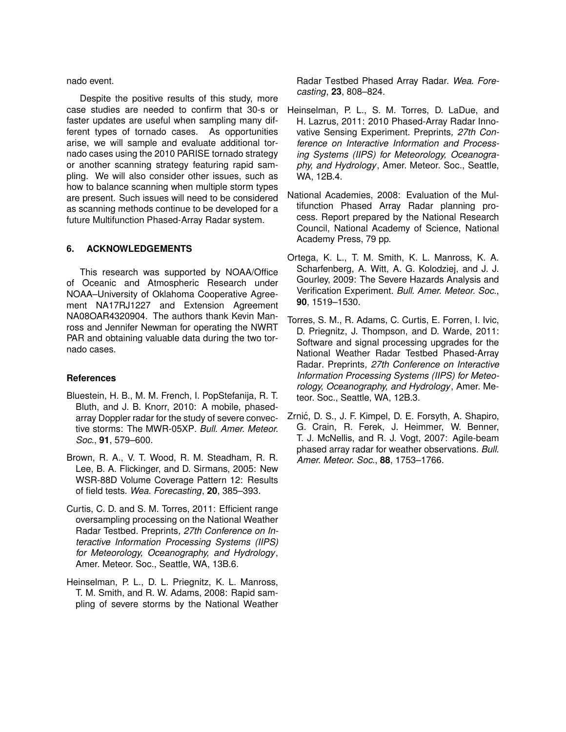nado event.

Despite the positive results of this study, more case studies are needed to confirm that 30-s or faster updates are useful when sampling many different types of tornado cases. As opportunities arise, we will sample and evaluate additional tornado cases using the 2010 PARISE tornado strategy or another scanning strategy featuring rapid sampling. We will also consider other issues, such as how to balance scanning when multiple storm types are present. Such issues will need to be considered as scanning methods continue to be developed for a future Multifunction Phased-Array Radar system.

## 6. ACKNOWLEDGEMENTS

This research was supported by NOAA/Office of Oceanic and Atmospheric Research under NOAA–University of Oklahoma Cooperative Agreement NA17RJ1227 and Extension Agreement NA08OAR4320904. The authors thank Kevin Manross and Jennifer Newman for operating the NWRT PAR and obtaining valuable data during the two tornado cases.

### References

Bluestein, H. B., M. M. French, I. PopStefanija, R. T. Bluth, and J. B. Knorr, 2010: A mobile, phased-array Doppler radar for the study of severe convective storms: The MWR-05XP. *Bull. Amer. Meteor. Soc.*, **91**, 579–600.

Brown, R. A., V. T. Wood, R. M. Steadham, R. R. Lee, B. A. Flickinger, and D. Sirmans, 2005: New WSR-88D Volume Coverage Pattern 12: Results of field tests. *Wea. Forecasting*, **20**, 385–393.

Curtis, C. D. and S. M. Torres, 2011: Efficient range oversampling processing on the National Weather Radar Testbed. Preprints*, 27th Conference on Interactive Information Processing Systems (IIPS) for Meteorology, Oceanography, and Hydrology*, Amer. Meteor. Soc., Seattle, WA, 13B.6.

Heinselman, P. L., D. L. Priegnitz, K. L. Manross, T. M. Smith, and R. W. Adams, 2008: Rapid sampling of severe storms by the National Weather Radar Testbed Phased Array Radar. *Wea. Forecasting*, **23**, 808–824.

Heinselman, P. L., S. M. Torres, D. LaDue, and H. Lazrus, 2011: 2010 Phased-Array Radar Innovative Sensing Experiment. Preprints*, 27th Conference on Interactive Information and Processing Systems (IIPS) for Meteorology, Oceanography, and Hydrology*, Amer. Meteor. Soc., Seattle, WA, 12B.4.

National Academies, 2008: Evaluation of the Multifunction Phased Array Radar planning process. Report prepared by the National Research Council, National Academy of Science, National Academy Press, 79 pp.

Ortega, K. L., T. M. Smith, K. L. Manross, K. A. Scharfenberg, A. Witt, A. G. Kolodziej, and J. J. Gourley, 2009: The Severe Hazards Analysis and Verification Experiment. *Bull. Amer. Meteor. Soc.*, **90**, 1519–1530.

Torres, S. M., R. Adams, C. Curtis, E. Forren, I. Ivic, D. Priegnitz, J. Thompson, and D. Warde, 2011: Software and signal processing upgrades for the National Weather Radar Testbed Phased-Array Radar. Preprints*, 27th Conference on Interactive Information Processing Systems (IIPS) for Meteorology, Oceanography, and Hydrology*, Amer. Meteor. Soc., Seattle, WA, 12B.3.

Zrnić, D. S., J. F. Kimpel, D. E. Forsyth, A. Shapiro, G. Crain, R. Ferek, J. Heimmer, W. Benner, T. J. McNellis, and R. J. Vogt, 2007: Agile-beam phased array radar for weather observations. *Bull. Amer. Meteor. Soc.*, **88**, 1753–1766.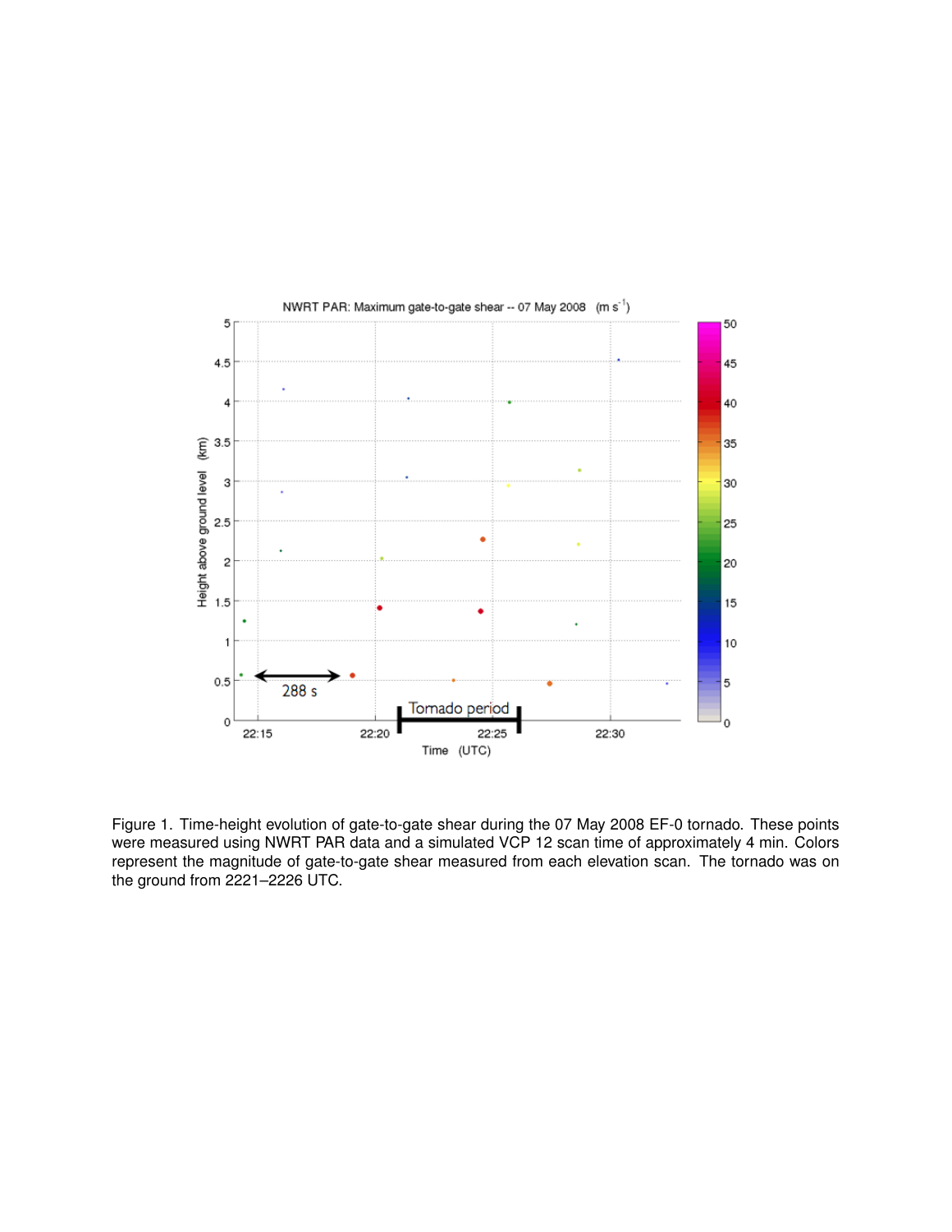Figure 1. Time-height evolution of gate-to-gate shear during the 07 May 2008 EF-0 tornado. These points were measured using NWRT PAR data and a simulated VCP 12 scan time of approximately 4 min. Colors represent the magnitude of gate-to-gate shear measured from each elevation scan. The tornado was on the ground from 2221–2226 UTC.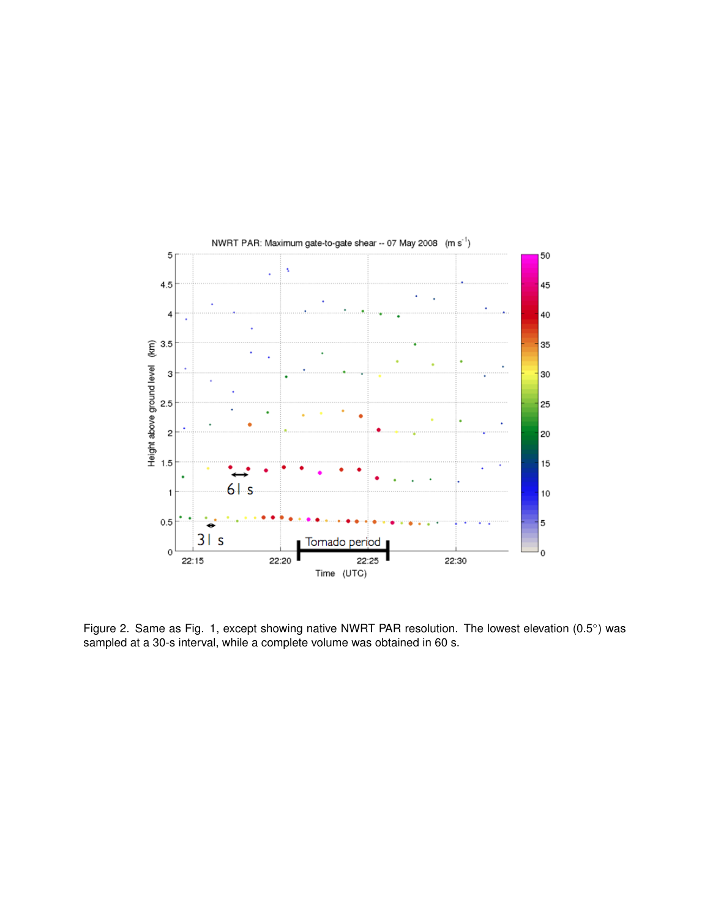Figure 2. Same as Fig. 1, except showing native NWRT PAR resolution. The lowest elevation (0.5°) was sampled at a 30-s interval, while a complete volume was obtained in 60 s.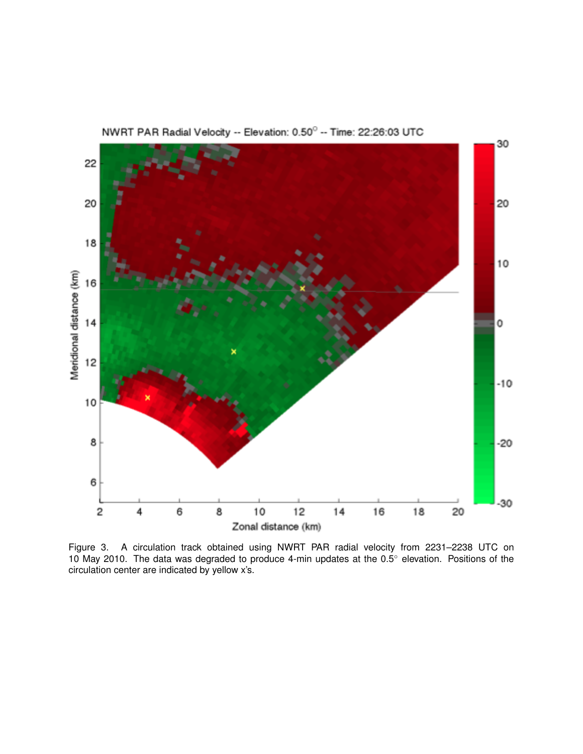Figure 3. A circulation track obtained using NWRT PAR radial velocity from 2231–2238 UTC on 10 May 2010. The data was degraded to produce 4-min updates at the 0.5° elevation. Positions of the circulation center are indicated by yellow x's.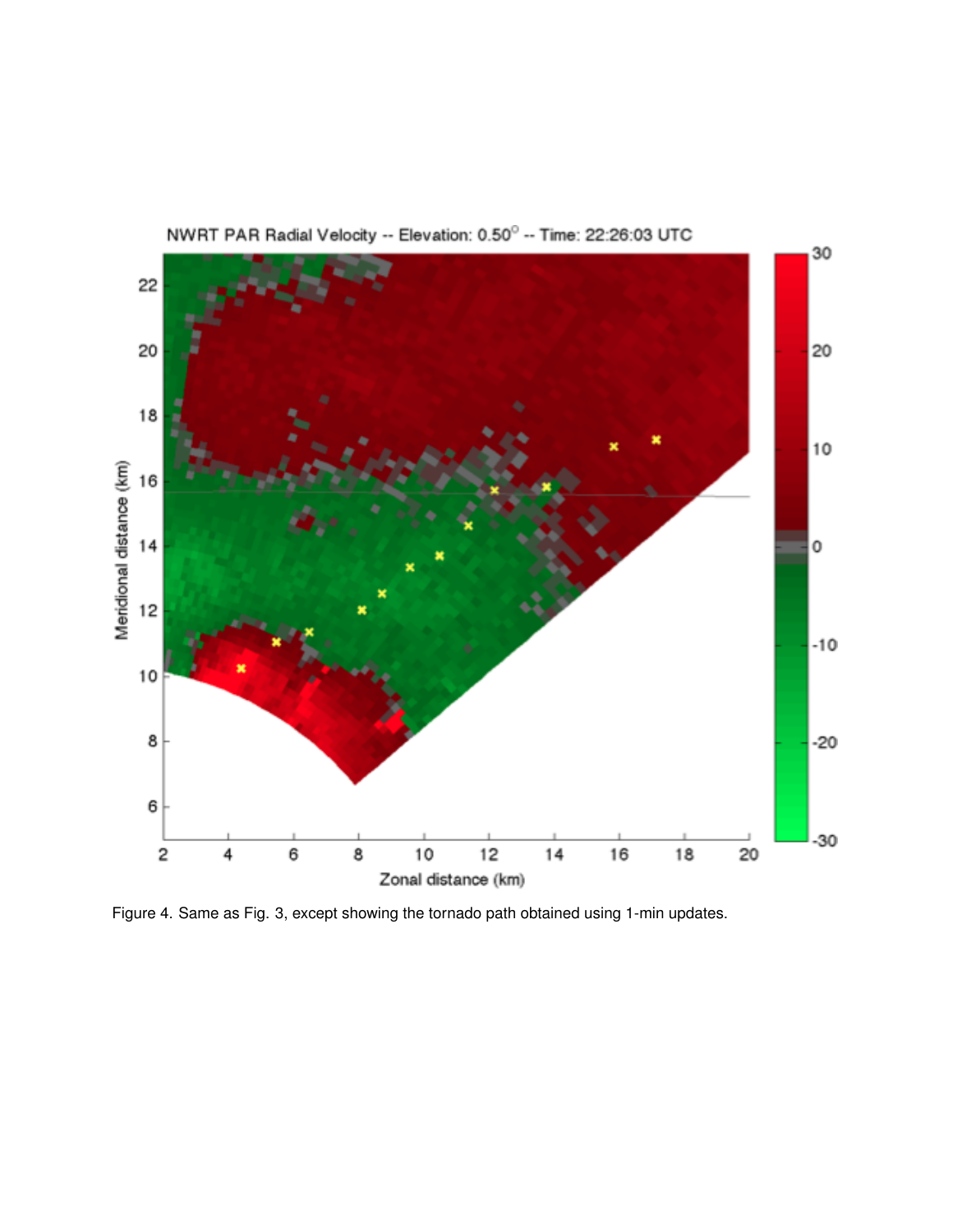Figure 4. Same as Fig. 3, except showing the tornado path obtained using 1-min updates.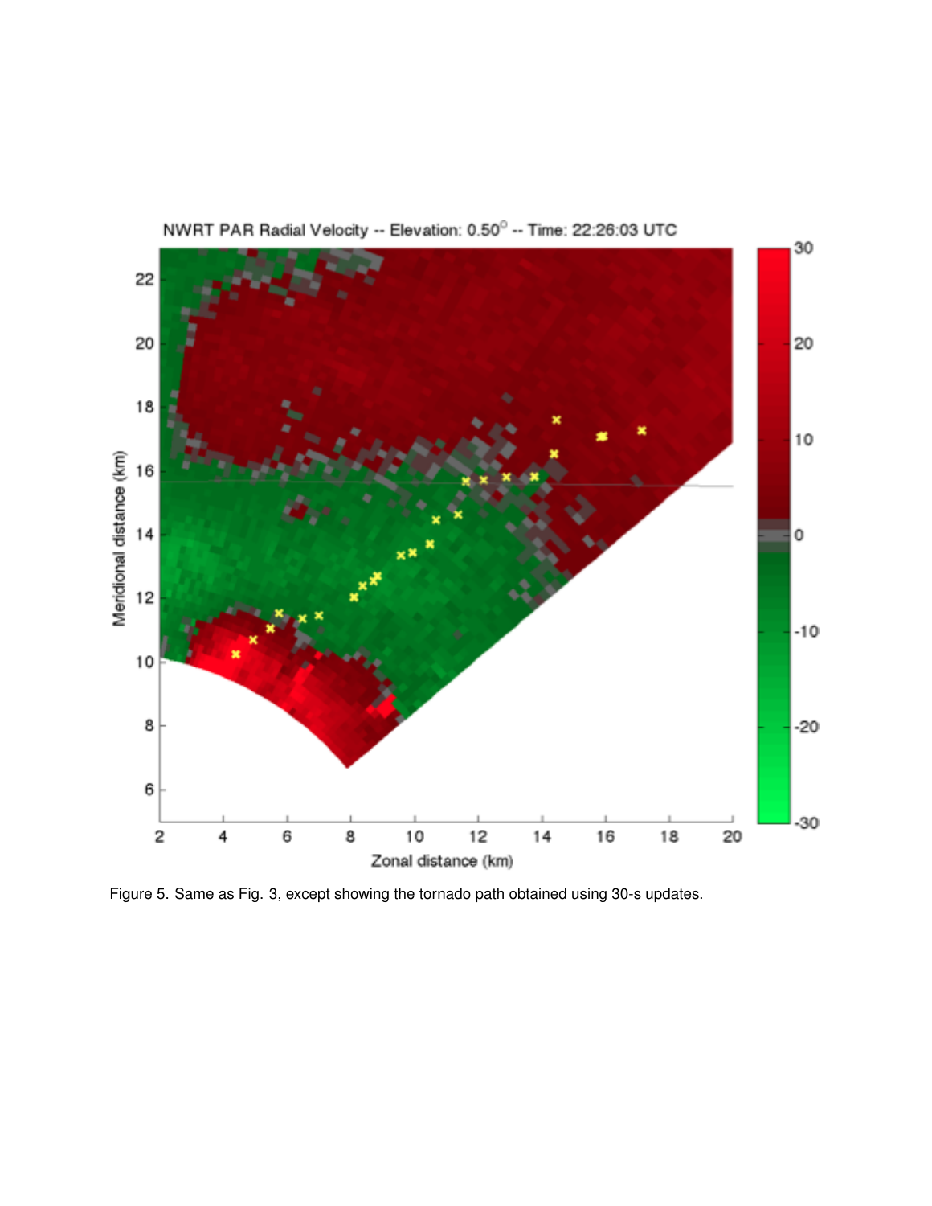Figure 5. Same as Fig. 3, except showing the tornado path obtained using 30-s updates.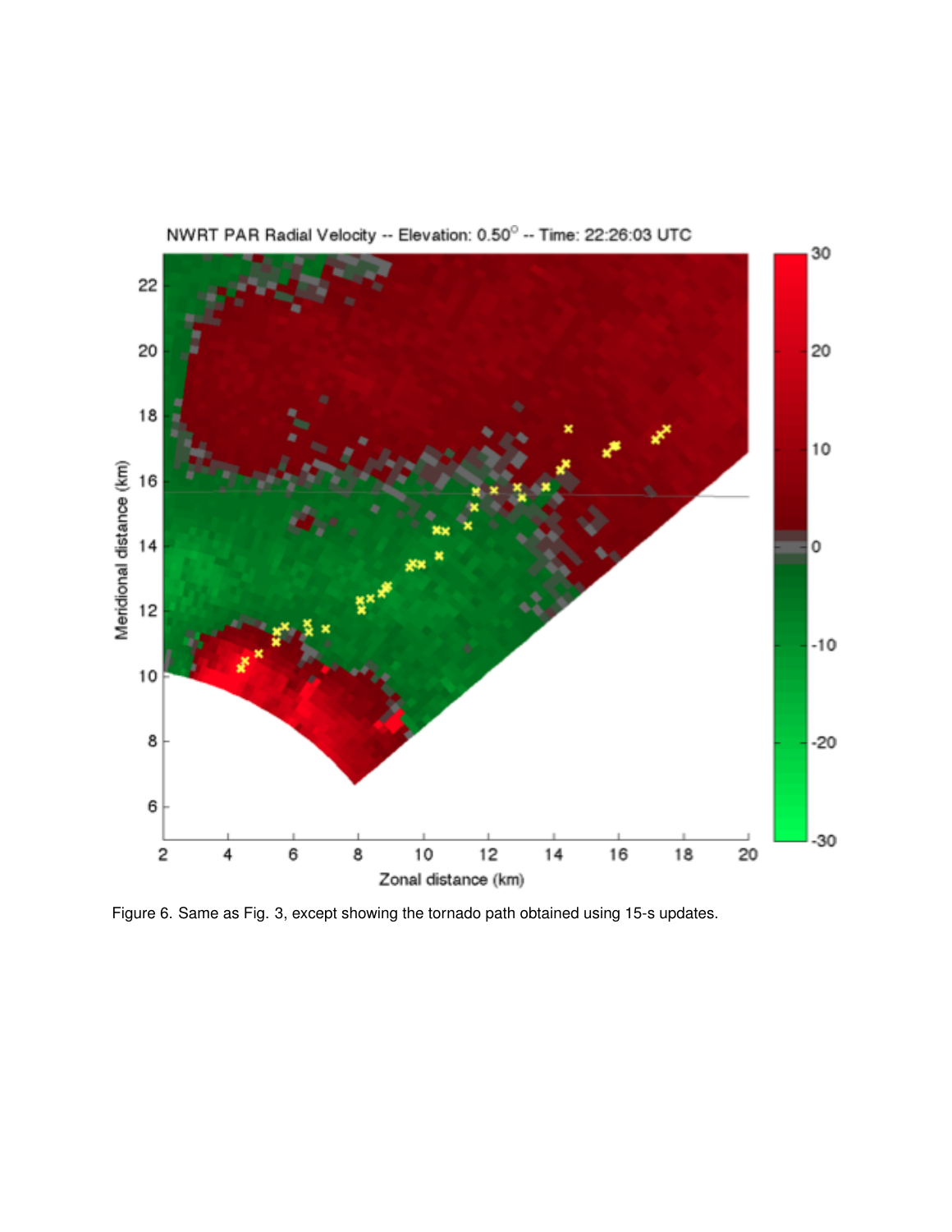NWRT PAR Radial Velocity -- Elevation: 0.50° -- Time: 22:26:03 UTC

Meridional distance (km)

22
20
18
16
14
12
10
8
6

2
4
6
8
10
12
14
16
18
20

Zonal distance (km)

30
20
10
0
-10
-20
-30

Figure 6. Same as Fig. 3, except showing the tornado path obtained using 15-s updates.